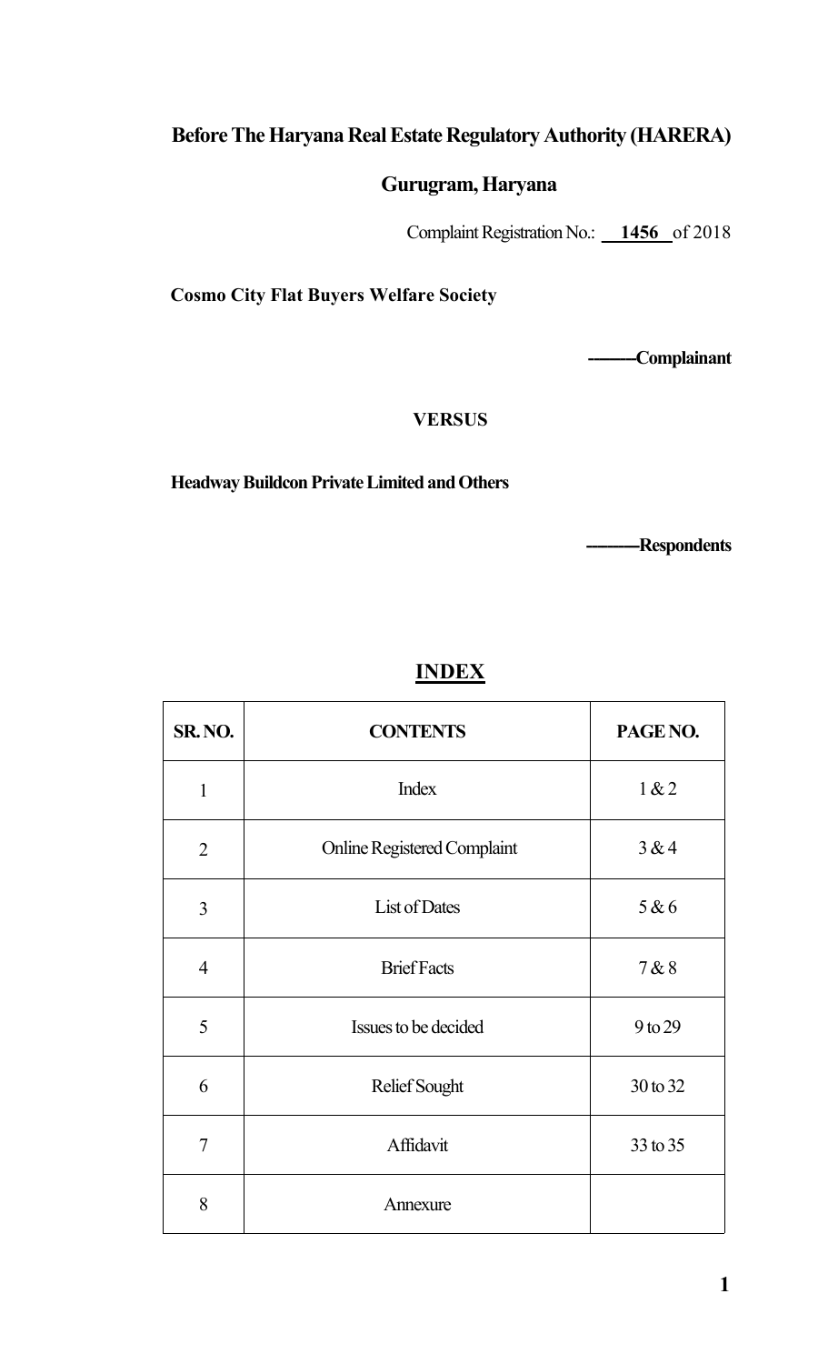**Before The Haryana Real Estate Regulatory Authority (HARERA)**

**Gurugram, Haryana**

Complaint Registration No.: **1456** of 2018

**Cosmo City Flat Buyers Welfare Society**

---------**Complainant**

**VERSUS**

**Headway Buildcon Private Limited and Others**

----------**Respondents**

## **INDEX**

| SR. NO. | CONTENTS | PAGE NO. |
|---|---|---|
| 1 | Index | 1 & 2 |
| 2 | Online Registered Complaint | 3 & 4 |
| 3 | List of Dates | 5 & 6 |
| 4 | Brief Facts | 7 & 8 |
| 5 | Issues to be decided | 9 to 29 |
| 6 | Relief Sought | 30 to 32 |
| 7 | Affidavit | 33 to 35 |
| 8 | Annexure | |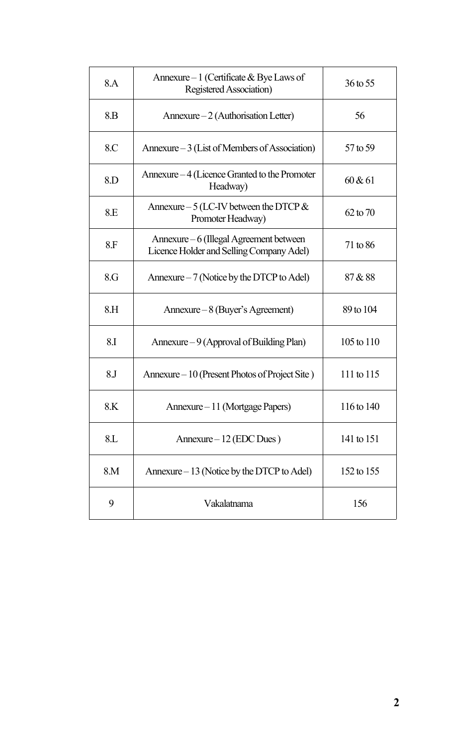| | | |
|---|---|---|
| 8.A | Annexure – 1 (Certificate & Bye Laws of Registered Association) | 36 to 55 |
| 8.B | Annexure – 2 (Authorisation Letter) | 56 |
| 8.C | Annexure – 3 (List of Members of Association) | 57 to 59 |
| 8.D | Annexure – 4 (Licence Granted to the Promoter Headway) | 60 & 61 |
| 8.E | Annexure – 5 (LC-IV between the DTCP & Promoter Headway) | 62 to 70 |
| 8.F | Annexure – 6 (Illegal Agreement between Licence Holder and Selling Company Adel) | 71 to 86 |
| 8.G | Annexure – 7 (Notice by the DTCP to Adel) | 87 & 88 |
| 8.H | Annexure – 8 (Buyer's Agreement) | 89 to 104 |
| 8.I | Annexure – 9 (Approval of Building Plan) | 105 to 110 |
| 8.J | Annexure – 10 (Present Photos of Project Site ) | 111 to 115 |
| 8.K | Annexure – 11 (Mortgage Papers) | 116 to 140 |
| 8.L | Annexure – 12 (EDC Dues ) | 141 to 151 |
| 8.M | Annexure – 13 (Notice by the DTCP to Adel) | 152 to 155 |
| 9 | Vakalatnama | 156 |